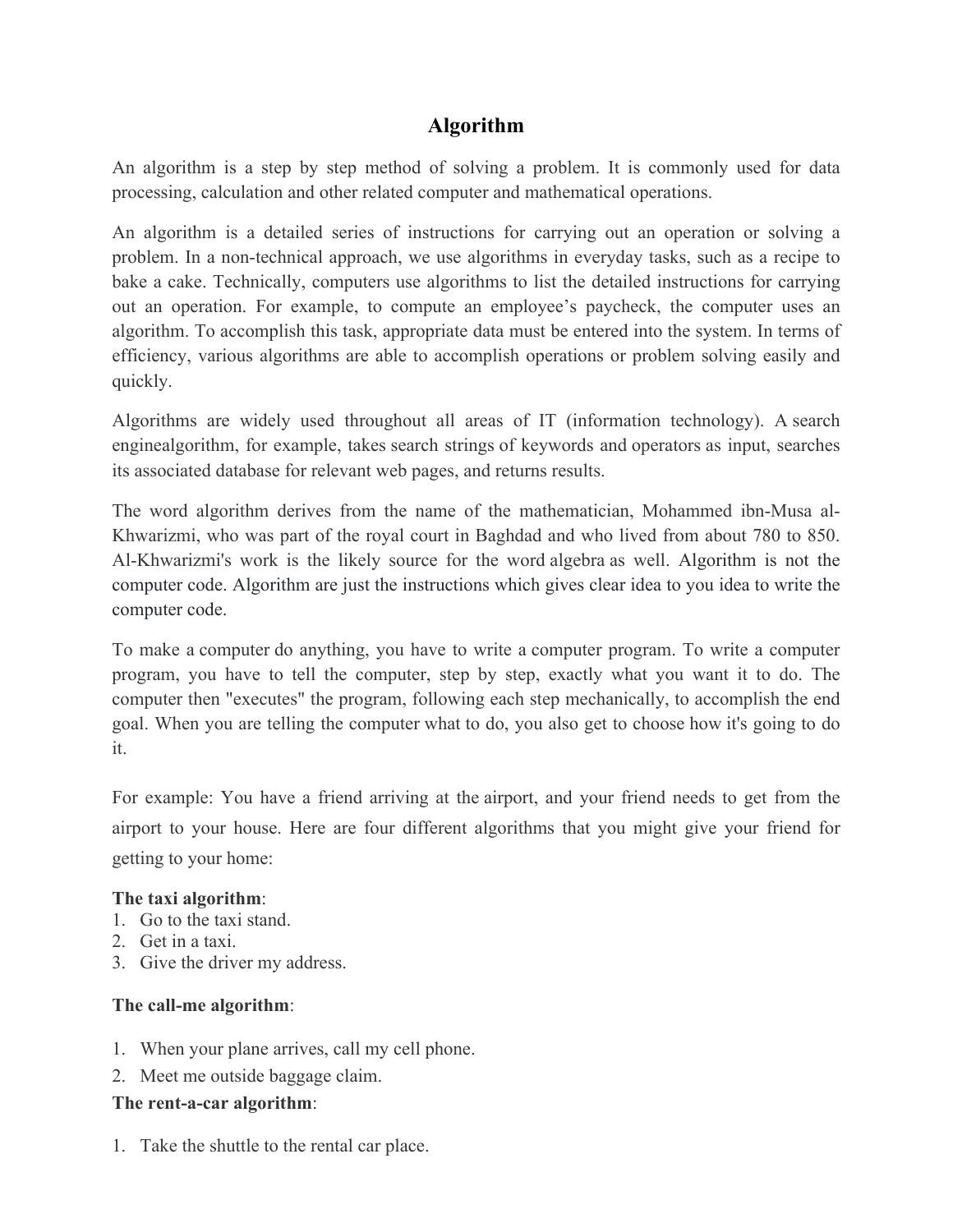# Algorithm

An algorithm is a step by step method of solving a problem. It is commonly used for data processing, calculation and other related computer and mathematical operations.

An algorithm is a detailed series of instructions for carrying out an operation or solving a problem. In a non-technical approach, we use algorithms in everyday tasks, such as a recipe to bake a cake. Technically, computers use algorithms to list the detailed instructions for carrying out an operation. For example, to compute an employee's paycheck, the computer uses an algorithm. To accomplish this task, appropriate data must be entered into the system. In terms of efficiency, various algorithms are able to accomplish operations or problem solving easily and quickly.

Algorithms are widely used throughout all areas of IT (information technology). A search enginealgorithm, for example, takes search strings of keywords and operators as input, searches its associated database for relevant web pages, and returns results.

The word algorithm derives from the name of the mathematician, Mohammed ibn-Musa al-Khwarizmi, who was part of the royal court in Baghdad and who lived from about 780 to 850. Al-Khwarizmi's work is the likely source for the word algebra as well. Algorithm is not the computer code. Algorithm are just the instructions which gives clear idea to you idea to write the computer code.

To make a computer do anything, you have to write a computer program. To write a computer program, you have to tell the computer, step by step, exactly what you want it to do. The computer then "executes" the program, following each step mechanically, to accomplish the end goal. When you are telling the computer what to do, you also get to choose how it's going to do it.

For example: You have a friend arriving at the airport, and your friend needs to get from the airport to your house. Here are four different algorithms that you might give your friend for getting to your home:

**The taxi algorithm**:

1. Go to the taxi stand.
2. Get in a taxi.
3. Give the driver my address.

**The call-me algorithm**:

1. When your plane arrives, call my cell phone.
2. Meet me outside baggage claim.

**The rent-a-car algorithm**:

1. Take the shuttle to the rental car place.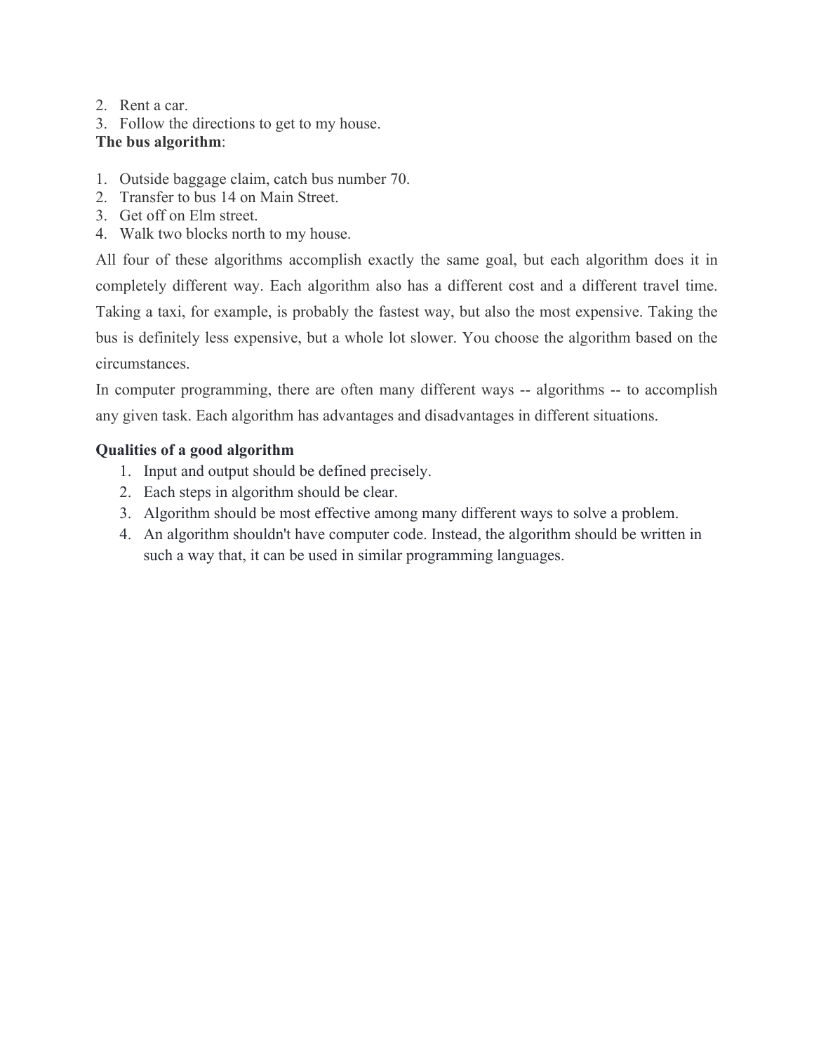2. Rent a car.
3. Follow the directions to get to my house.

**The bus algorithm**:

1. Outside baggage claim, catch bus number 70.
2. Transfer to bus 14 on Main Street.
3. Get off on Elm street.
4. Walk two blocks north to my house.

All four of these algorithms accomplish exactly the same goal, but each algorithm does it in completely different way. Each algorithm also has a different cost and a different travel time. Taking a taxi, for example, is probably the fastest way, but also the most expensive. Taking the bus is definitely less expensive, but a whole lot slower. You choose the algorithm based on the circumstances.

In computer programming, there are often many different ways -- algorithms -- to accomplish any given task. Each algorithm has advantages and disadvantages in different situations.

**Qualities of a good algorithm**

1. Input and output should be defined precisely.
2. Each steps in algorithm should be clear.
3. Algorithm should be most effective among many different ways to solve a problem.
4. An algorithm shouldn't have computer code. Instead, the algorithm should be written in such a way that, it can be used in similar programming languages.